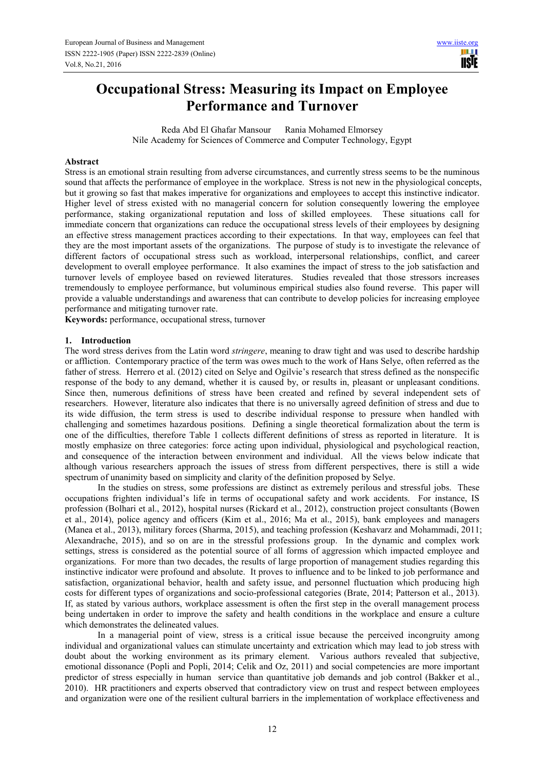# Occupational Stress: Measuring its Impact on Employee Performance and Turnover

Reda Abd El Ghafar Mansour Rania Mohamed Elmorsey
Nile Academy for Sciences of Commerce and Computer Technology, Egypt

## Abstract

Stress is an emotional strain resulting from adverse circumstances, and currently stress seems to be the numinous sound that affects the performance of employee in the workplace. Stress is not new in the physiological concepts, but it growing so fast that makes imperative for organizations and employees to accept this instinctive indicator. Higher level of stress existed with no managerial concern for solution consequently lowering the employee performance, staking organizational reputation and loss of skilled employees. These situations call for immediate concern that organizations can reduce the occupational stress levels of their employees by designing an effective stress management practices according to their expectations. In that way, employees can feel that they are the most important assets of the organizations. The purpose of study is to investigate the relevance of different factors of occupational stress such as workload, interpersonal relationships, conflict, and career development to overall employee performance. It also examines the impact of stress to the job satisfaction and turnover levels of employee based on reviewed literatures. Studies revealed that those stressors increases tremendously to employee performance, but voluminous empirical studies also found reverse. This paper will provide a valuable understandings and awareness that can contribute to develop policies for increasing employee performance and mitigating turnover rate.

**Keywords:** performance, occupational stress, turnover

## 1. Introduction

The word stress derives from the Latin word *stringere*, meaning to draw tight and was used to describe hardship or affliction. Contemporary practice of the term was owes much to the work of Hans Selye, often referred as the father of stress. Herrero et al. (2012) cited on Selye and Ogilvie's research that stress defined as the nonspecific response of the body to any demand, whether it is caused by, or results in, pleasant or unpleasant conditions. Since then, numerous definitions of stress have been created and refined by several independent sets of researchers. However, literature also indicates that there is no universally agreed definition of stress and due to its wide diffusion, the term stress is used to describe individual response to pressure when handled with challenging and sometimes hazardous positions. Defining a single theoretical formalization about the term is one of the difficulties, therefore Table 1 collects different definitions of stress as reported in literature. It is mostly emphasize on three categories: force acting upon individual, physiological and psychological reaction, and consequence of the interaction between environment and individual. All the views below indicate that although various researchers approach the issues of stress from different perspectives, there is still a wide spectrum of unanimity based on simplicity and clarity of the definition proposed by Selye.

In the studies on stress, some professions are distinct as extremely perilous and stressful jobs. These occupations frighten individual's life in terms of occupational safety and work accidents. For instance, IS profession (Bolhari et al., 2012), hospital nurses (Rickard et al., 2012), construction project consultants (Bowen et al., 2014), police agency and officers (Kim et al., 2016; Ma et al., 2015), bank employees and managers (Manea et al., 2013), military forces (Sharma, 2015), and teaching profession (Keshavarz and Mohammadi, 2011; Alexandrache, 2015), and so on are in the stressful professions group. In the dynamic and complex work settings, stress is considered as the potential source of all forms of aggression which impacted employee and organizations. For more than two decades, the results of large proportion of management studies regarding this instinctive indicator were profound and absolute. It proves to influence and to be linked to job performance and satisfaction, organizational behavior, health and safety issue, and personnel fluctuation which producing high costs for different types of organizations and socio-professional categories (Brate, 2014; Patterson et al., 2013). If, as stated by various authors, workplace assessment is often the first step in the overall management process being undertaken in order to improve the safety and health conditions in the workplace and ensure a culture which demonstrates the delineated values.

In a managerial point of view, stress is a critical issue because the perceived incongruity among individual and organizational values can stimulate uncertainty and extrication which may lead to job stress with doubt about the working environment as its primary element. Various authors revealed that subjective, emotional dissonance (Popli and Popli, 2014; Celik and Oz, 2011) and social competencies are more important predictor of stress especially in human service than quantitative job demands and job control (Bakker et al., 2010). HR practitioners and experts observed that contradictory view on trust and respect between employees and organization were one of the resilient cultural barriers in the implementation of workplace effectiveness and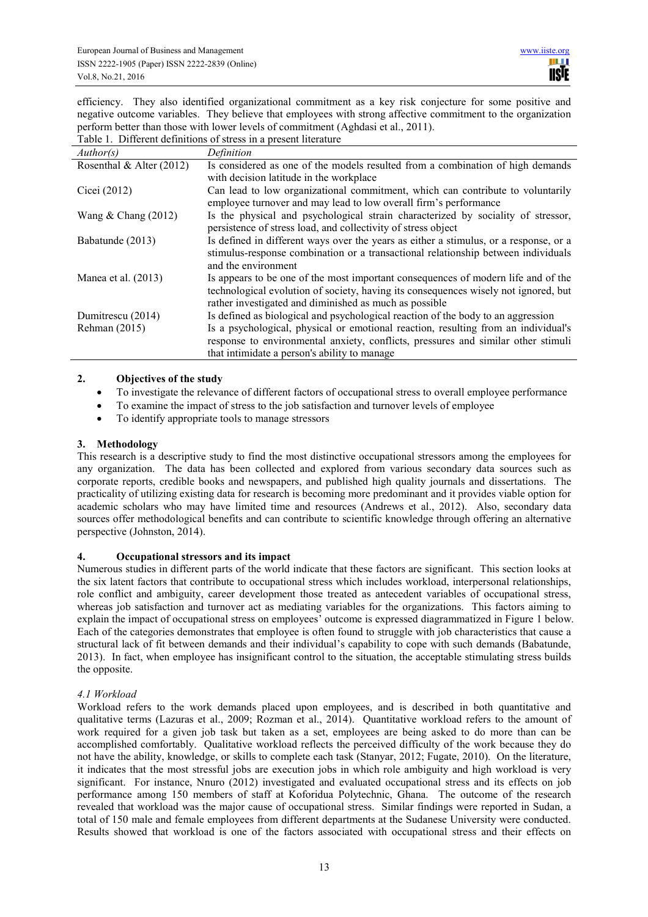efficiency. They also identified organizational commitment as a key risk conjecture for some positive and negative outcome variables. They believe that employees with strong affective commitment to the organization perform better than those with lower levels of commitment (Aghdasi et al., 2011).

Table 1. Different definitions of stress in a present literature

| *Author(s)* | *Definition* |
|---|---|
| Rosenthal & Alter (2012) | Is considered as one of the models resulted from a combination of high demands with decision latitude in the workplace |
| Cicei (2012) | Can lead to low organizational commitment, which can contribute to voluntarily employee turnover and may lead to low overall firm's performance |
| Wang & Chang (2012) | Is the physical and psychological strain characterized by sociality of stressor, persistence of stress load, and collectivity of stress object |
| Babatunde (2013) | Is defined in different ways over the years as either a stimulus, or a response, or a stimulus-response combination or a transactional relationship between individuals and the environment |
| Manea et al. (2013) | Is appears to be one of the most important consequences of modern life and of the technological evolution of society, having its consequences wisely not ignored, but rather investigated and diminished as much as possible |
| Dumitrescu (2014) | Is defined as biological and psychological reaction of the body to an aggression |
| Rehman (2015) | Is a psychological, physical or emotional reaction, resulting from an individual's response to environmental anxiety, conflicts, pressures and similar other stimuli that intimidate a person's ability to manage |

## 2. Objectives of the study

- To investigate the relevance of different factors of occupational stress to overall employee performance
- To examine the impact of stress to the job satisfaction and turnover levels of employee
- To identify appropriate tools to manage stressors

## 3. Methodology

This research is a descriptive study to find the most distinctive occupational stressors among the employees for any organization. The data has been collected and explored from various secondary data sources such as corporate reports, credible books and newspapers, and published high quality journals and dissertations. The practicality of utilizing existing data for research is becoming more predominant and it provides viable option for academic scholars who may have limited time and resources (Andrews et al., 2012). Also, secondary data sources offer methodological benefits and can contribute to scientific knowledge through offering an alternative perspective (Johnston, 2014).

## 4. Occupational stressors and its impact

Numerous studies in different parts of the world indicate that these factors are significant. This section looks at the six latent factors that contribute to occupational stress which includes workload, interpersonal relationships, role conflict and ambiguity, career development those treated as antecedent variables of occupational stress, whereas job satisfaction and turnover act as mediating variables for the organizations. This factors aiming to explain the impact of occupational stress on employees' outcome is expressed diagrammatized in Figure 1 below. Each of the categories demonstrates that employee is often found to struggle with job characteristics that cause a structural lack of fit between demands and their individual's capability to cope with such demands (Babatunde, 2013). In fact, when employee has insignificant control to the situation, the acceptable stimulating stress builds the opposite.

### *4.1 Workload*

Workload refers to the work demands placed upon employees, and is described in both quantitative and qualitative terms (Lazuras et al., 2009; Rozman et al., 2014). Quantitative workload refers to the amount of work required for a given job task but taken as a set, employees are being asked to do more than can be accomplished comfortably. Qualitative workload reflects the perceived difficulty of the work because they do not have the ability, knowledge, or skills to complete each task (Stanyar, 2012; Fugate, 2010). On the literature, it indicates that the most stressful jobs are execution jobs in which role ambiguity and high workload is very significant. For instance, Nnuro (2012) investigated and evaluated occupational stress and its effects on job performance among 150 members of staff at Koforidua Polytechnic, Ghana. The outcome of the research revealed that workload was the major cause of occupational stress. Similar findings were reported in Sudan, a total of 150 male and female employees from different departments at the Sudanese University were conducted. Results showed that workload is one of the factors associated with occupational stress and their effects on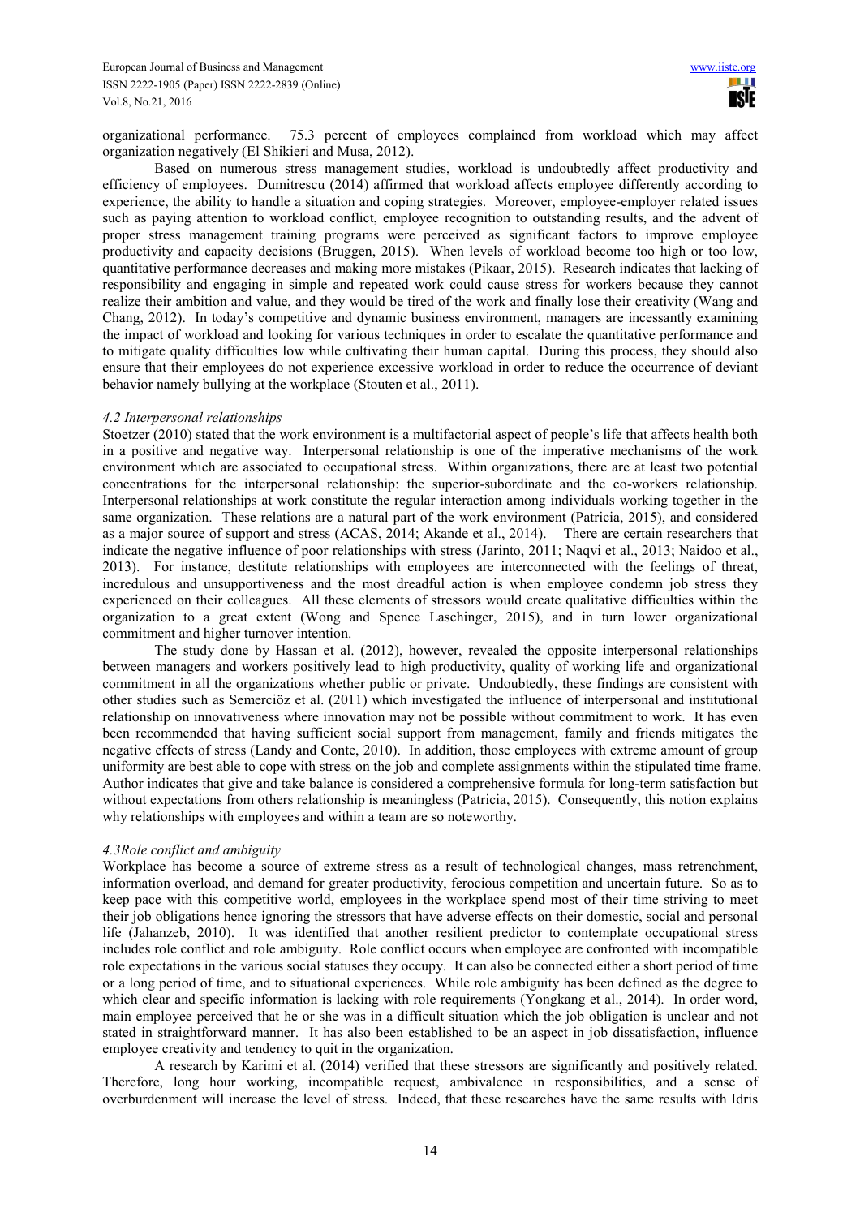organizational performance. 75.3 percent of employees complained from workload which may affect organization negatively (El Shikieri and Musa, 2012).

Based on numerous stress management studies, workload is undoubtedly affect productivity and efficiency of employees. Dumitrescu (2014) affirmed that workload affects employee differently according to experience, the ability to handle a situation and coping strategies. Moreover, employee-employer related issues such as paying attention to workload conflict, employee recognition to outstanding results, and the advent of proper stress management training programs were perceived as significant factors to improve employee productivity and capacity decisions (Bruggen, 2015). When levels of workload become too high or too low, quantitative performance decreases and making more mistakes (Pikaar, 2015). Research indicates that lacking of responsibility and engaging in simple and repeated work could cause stress for workers because they cannot realize their ambition and value, and they would be tired of the work and finally lose their creativity (Wang and Chang, 2012). In today's competitive and dynamic business environment, managers are incessantly examining the impact of workload and looking for various techniques in order to escalate the quantitative performance and to mitigate quality difficulties low while cultivating their human capital. During this process, they should also ensure that their employees do not experience excessive workload in order to reduce the occurrence of deviant behavior namely bullying at the workplace (Stouten et al., 2011).

### *4.2 Interpersonal relationships*

Stoetzer (2010) stated that the work environment is a multifactorial aspect of people's life that affects health both in a positive and negative way. Interpersonal relationship is one of the imperative mechanisms of the work environment which are associated to occupational stress. Within organizations, there are at least two potential concentrations for the interpersonal relationship: the superior-subordinate and the co-workers relationship. Interpersonal relationships at work constitute the regular interaction among individuals working together in the same organization. These relations are a natural part of the work environment (Patricia, 2015), and considered as a major source of support and stress (ACAS, 2014; Akande et al., 2014). There are certain researchers that indicate the negative influence of poor relationships with stress (Jarinto, 2011; Naqvi et al., 2013; Naidoo et al., 2013). For instance, destitute relationships with employees are interconnected with the feelings of threat, incredulous and unsupportiveness and the most dreadful action is when employee condemn job stress they experienced on their colleagues. All these elements of stressors would create qualitative difficulties within the organization to a great extent (Wong and Spence Laschinger, 2015), and in turn lower organizational commitment and higher turnover intention.

The study done by Hassan et al. (2012), however, revealed the opposite interpersonal relationships between managers and workers positively lead to high productivity, quality of working life and organizational commitment in all the organizations whether public or private. Undoubtedly, these findings are consistent with other studies such as Semerciöz et al. (2011) which investigated the influence of interpersonal and institutional relationship on innovativeness where innovation may not be possible without commitment to work. It has even been recommended that having sufficient social support from management, family and friends mitigates the negative effects of stress (Landy and Conte, 2010). In addition, those employees with extreme amount of group uniformity are best able to cope with stress on the job and complete assignments within the stipulated time frame. Author indicates that give and take balance is considered a comprehensive formula for long-term satisfaction but without expectations from others relationship is meaningless (Patricia, 2015). Consequently, this notion explains why relationships with employees and within a team are so noteworthy.

### *4.3Role conflict and ambiguity*

Workplace has become a source of extreme stress as a result of technological changes, mass retrenchment, information overload, and demand for greater productivity, ferocious competition and uncertain future. So as to keep pace with this competitive world, employees in the workplace spend most of their time striving to meet their job obligations hence ignoring the stressors that have adverse effects on their domestic, social and personal life (Jahanzeb, 2010). It was identified that another resilient predictor to contemplate occupational stress includes role conflict and role ambiguity. Role conflict occurs when employee are confronted with incompatible role expectations in the various social statuses they occupy. It can also be connected either a short period of time or a long period of time, and to situational experiences. While role ambiguity has been defined as the degree to which clear and specific information is lacking with role requirements (Yongkang et al., 2014). In order word, main employee perceived that he or she was in a difficult situation which the job obligation is unclear and not stated in straightforward manner. It has also been established to be an aspect in job dissatisfaction, influence employee creativity and tendency to quit in the organization.

A research by Karimi et al. (2014) verified that these stressors are significantly and positively related. Therefore, long hour working, incompatible request, ambivalence in responsibilities, and a sense of overburdenment will increase the level of stress. Indeed, that these researches have the same results with Idris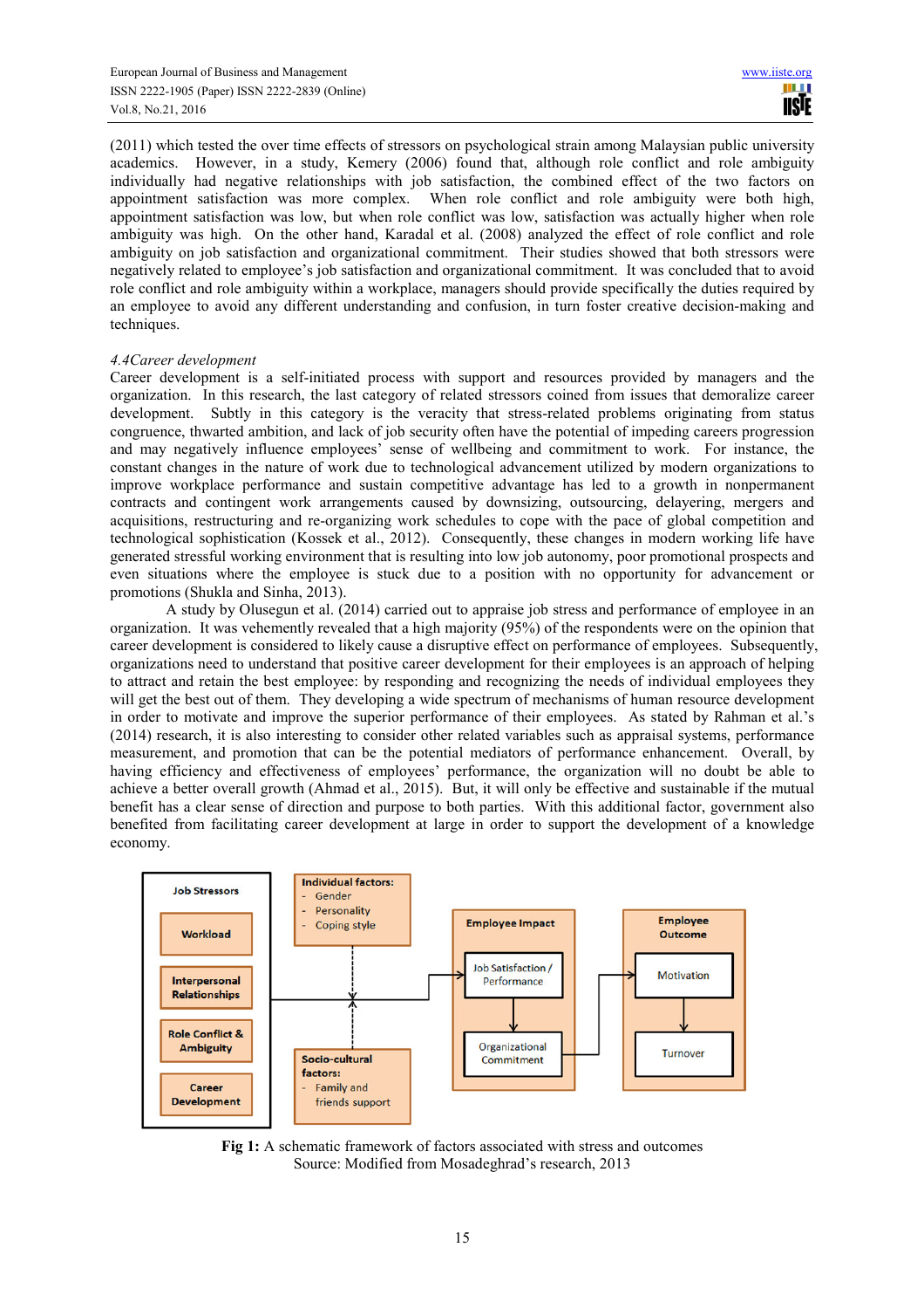(2011) which tested the over time effects of stressors on psychological strain among Malaysian public university academics. However, in a study, Kemery (2006) found that, although role conflict and role ambiguity individually had negative relationships with job satisfaction, the combined effect of the two factors on appointment satisfaction was more complex. When role conflict and role ambiguity were both high, appointment satisfaction was low, but when role conflict was low, satisfaction was actually higher when role ambiguity was high. On the other hand, Karadal et al. (2008) analyzed the effect of role conflict and role ambiguity on job satisfaction and organizational commitment. Their studies showed that both stressors were negatively related to employee's job satisfaction and organizational commitment. It was concluded that to avoid role conflict and role ambiguity within a workplace, managers should provide specifically the duties required by an employee to avoid any different understanding and confusion, in turn foster creative decision-making and techniques.

### *4.4Career development*

Career development is a self-initiated process with support and resources provided by managers and the organization. In this research, the last category of related stressors coined from issues that demoralize career development. Subtly in this category is the veracity that stress-related problems originating from status congruence, thwarted ambition, and lack of job security often have the potential of impeding careers progression and may negatively influence employees' sense of wellbeing and commitment to work. For instance, the constant changes in the nature of work due to technological advancement utilized by modern organizations to improve workplace performance and sustain competitive advantage has led to a growth in nonpermanent contracts and contingent work arrangements caused by downsizing, outsourcing, delayering, mergers and acquisitions, restructuring and re-organizing work schedules to cope with the pace of global competition and technological sophistication (Kossek et al., 2012). Consequently, these changes in modern working life have generated stressful working environment that is resulting into low job autonomy, poor promotional prospects and even situations where the employee is stuck due to a position with no opportunity for advancement or promotions (Shukla and Sinha, 2013).

A study by Olusegun et al. (2014) carried out to appraise job stress and performance of employee in an organization. It was vehemently revealed that a high majority (95%) of the respondents were on the opinion that career development is considered to likely cause a disruptive effect on performance of employees. Subsequently, organizations need to understand that positive career development for their employees is an approach of helping to attract and retain the best employee: by responding and recognizing the needs of individual employees they will get the best out of them. They developing a wide spectrum of mechanisms of human resource development in order to motivate and improve the superior performance of their employees. As stated by Rahman et al.'s (2014) research, it is also interesting to consider other related variables such as appraisal systems, performance measurement, and promotion that can be the potential mediators of performance enhancement. Overall, by having efficiency and effectiveness of employees' performance, the organization will no doubt be able to achieve a better overall growth (Ahmad et al., 2015). But, it will only be effective and sustainable if the mutual benefit has a clear sense of direction and purpose to both parties. With this additional factor, government also benefited from facilitating career development at large in order to support the development of a knowledge economy.

**Fig 1:** A schematic framework of factors associated with stress and outcomes
Source: Modified from Mosadeghrad's research, 2013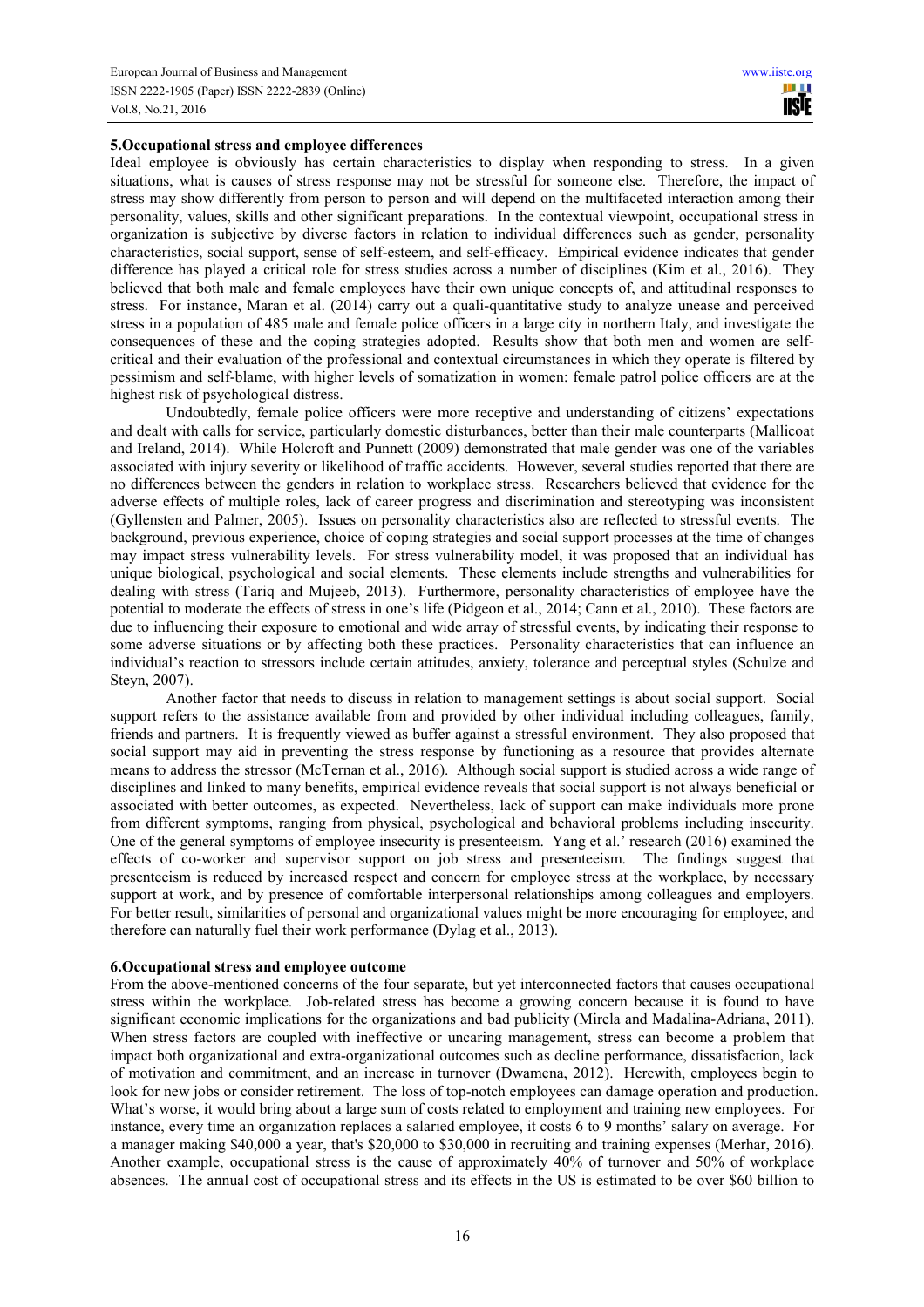## 5. Occupational stress and employee differences

Ideal employee is obviously has certain characteristics to display when responding to stress. In a given situations, what is causes of stress response may not be stressful for someone else. Therefore, the impact of stress may show differently from person to person and will depend on the multifaceted interaction among their personality, values, skills and other significant preparations. In the contextual viewpoint, occupational stress in organization is subjective by diverse factors in relation to individual differences such as gender, personality characteristics, social support, sense of self-esteem, and self-efficacy. Empirical evidence indicates that gender difference has played a critical role for stress studies across a number of disciplines (Kim et al., 2016). They believed that both male and female employees have their own unique concepts of, and attitudinal responses to stress. For instance, Maran et al. (2014) carry out a quali-quantitative study to analyze unease and perceived stress in a population of 485 male and female police officers in a large city in northern Italy, and investigate the consequences of these and the coping strategies adopted. Results show that both men and women are self-critical and their evaluation of the professional and contextual circumstances in which they operate is filtered by pessimism and self-blame, with higher levels of somatization in women: female patrol police officers are at the highest risk of psychological distress.

Undoubtedly, female police officers were more receptive and understanding of citizens' expectations and dealt with calls for service, particularly domestic disturbances, better than their male counterparts (Mallicoat and Ireland, 2014). While Holcroft and Punnett (2009) demonstrated that male gender was one of the variables associated with injury severity or likelihood of traffic accidents. However, several studies reported that there are no differences between the genders in relation to workplace stress. Researchers believed that evidence for the adverse effects of multiple roles, lack of career progress and discrimination and stereotyping was inconsistent (Gyllensten and Palmer, 2005). Issues on personality characteristics also are reflected to stressful events. The background, previous experience, choice of coping strategies and social support processes at the time of changes may impact stress vulnerability levels. For stress vulnerability model, it was proposed that an individual has unique biological, psychological and social elements. These elements include strengths and vulnerabilities for dealing with stress (Tariq and Mujeeb, 2013). Furthermore, personality characteristics of employee have the potential to moderate the effects of stress in one's life (Pidgeon et al., 2014; Cann et al., 2010). These factors are due to influencing their exposure to emotional and wide array of stressful events, by indicating their response to some adverse situations or by affecting both these practices. Personality characteristics that can influence an individual's reaction to stressors include certain attitudes, anxiety, tolerance and perceptual styles (Schulze and Steyn, 2007).

Another factor that needs to discuss in relation to management settings is about social support. Social support refers to the assistance available from and provided by other individual including colleagues, family, friends and partners. It is frequently viewed as buffer against a stressful environment. They also proposed that social support may aid in preventing the stress response by functioning as a resource that provides alternate means to address the stressor (McTernan et al., 2016). Although social support is studied across a wide range of disciplines and linked to many benefits, empirical evidence reveals that social support is not always beneficial or associated with better outcomes, as expected. Nevertheless, lack of support can make individuals more prone from different symptoms, ranging from physical, psychological and behavioral problems including insecurity. One of the general symptoms of employee insecurity is presenteeism. Yang et al.' research (2016) examined the effects of co-worker and supervisor support on job stress and presenteeism. The findings suggest that presenteeism is reduced by increased respect and concern for employee stress at the workplace, by necessary support at work, and by presence of comfortable interpersonal relationships among colleagues and employers. For better result, similarities of personal and organizational values might be more encouraging for employee, and therefore can naturally fuel their work performance (Dylag et al., 2013).

## 6. Occupational stress and employee outcome

From the above-mentioned concerns of the four separate, but yet interconnected factors that causes occupational stress within the workplace. Job-related stress has become a growing concern because it is found to have significant economic implications for the organizations and bad publicity (Mirela and Madalina-Adriana, 2011). When stress factors are coupled with ineffective or uncaring management, stress can become a problem that impact both organizational and extra-organizational outcomes such as decline performance, dissatisfaction, lack of motivation and commitment, and an increase in turnover (Dwamena, 2012). Herewith, employees begin to look for new jobs or consider retirement. The loss of top-notch employees can damage operation and production. What's worse, it would bring about a large sum of costs related to employment and training new employees. For instance, every time an organization replaces a salaried employee, it costs 6 to 9 months' salary on average. For a manager making $40,000 a year, that's $20,000 to $30,000 in recruiting and training expenses (Merhar, 2016). Another example, occupational stress is the cause of approximately 40% of turnover and 50% of workplace absences. The annual cost of occupational stress and its effects in the US is estimated to be over $60 billion to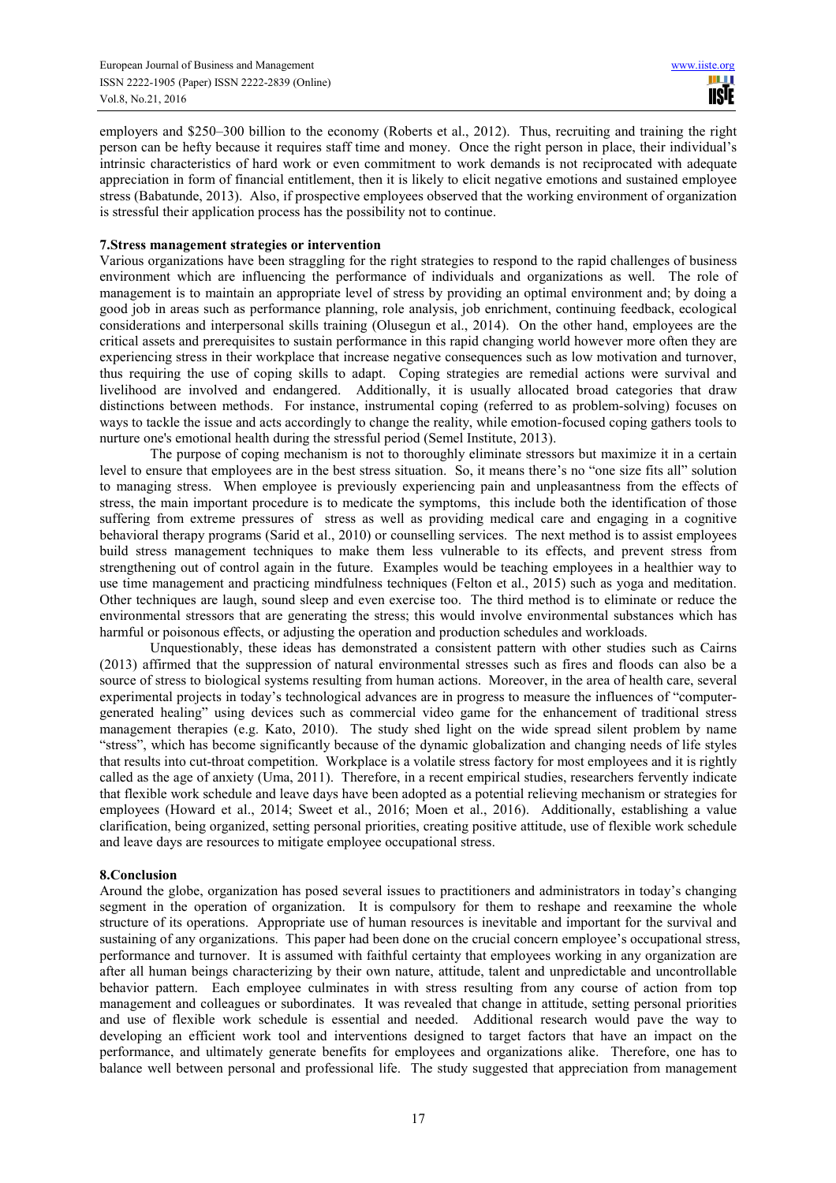employers and \$250–300 billion to the economy (Roberts et al., 2012). Thus, recruiting and training the right person can be hefty because it requires staff time and money. Once the right person in place, their individual's intrinsic characteristics of hard work or even commitment to work demands is not reciprocated with adequate appreciation in form of financial entitlement, then it is likely to elicit negative emotions and sustained employee stress (Babatunde, 2013). Also, if prospective employees observed that the working environment of organization is stressful their application process has the possibility not to continue.

## 7.Stress management strategies or intervention

Various organizations have been straggling for the right strategies to respond to the rapid challenges of business environment which are influencing the performance of individuals and organizations as well. The role of management is to maintain an appropriate level of stress by providing an optimal environment and; by doing a good job in areas such as performance planning, role analysis, job enrichment, continuing feedback, ecological considerations and interpersonal skills training (Olusegun et al., 2014). On the other hand, employees are the critical assets and prerequisites to sustain performance in this rapid changing world however more often they are experiencing stress in their workplace that increase negative consequences such as low motivation and turnover, thus requiring the use of coping skills to adapt. Coping strategies are remedial actions were survival and livelihood are involved and endangered. Additionally, it is usually allocated broad categories that draw distinctions between methods. For instance, instrumental coping (referred to as problem-solving) focuses on ways to tackle the issue and acts accordingly to change the reality, while emotion-focused coping gathers tools to nurture one's emotional health during the stressful period (Semel Institute, 2013).

The purpose of coping mechanism is not to thoroughly eliminate stressors but maximize it in a certain level to ensure that employees are in the best stress situation. So, it means there's no "one size fits all" solution to managing stress. When employee is previously experiencing pain and unpleasantness from the effects of stress, the main important procedure is to medicate the symptoms, this include both the identification of those suffering from extreme pressures of stress as well as providing medical care and engaging in a cognitive behavioral therapy programs (Sarid et al., 2010) or counselling services. The next method is to assist employees build stress management techniques to make them less vulnerable to its effects, and prevent stress from strengthening out of control again in the future. Examples would be teaching employees in a healthier way to use time management and practicing mindfulness techniques (Felton et al., 2015) such as yoga and meditation. Other techniques are laugh, sound sleep and even exercise too. The third method is to eliminate or reduce the environmental stressors that are generating the stress; this would involve environmental substances which has harmful or poisonous effects, or adjusting the operation and production schedules and workloads.

Unquestionably, these ideas has demonstrated a consistent pattern with other studies such as Cairns (2013) affirmed that the suppression of natural environmental stresses such as fires and floods can also be a source of stress to biological systems resulting from human actions. Moreover, in the area of health care, several experimental projects in today's technological advances are in progress to measure the influences of "computer-generated healing" using devices such as commercial video game for the enhancement of traditional stress management therapies (e.g. Kato, 2010). The study shed light on the wide spread silent problem by name "stress", which has become significantly because of the dynamic globalization and changing needs of life styles that results into cut-throat competition. Workplace is a volatile stress factory for most employees and it is rightly called as the age of anxiety (Uma, 2011). Therefore, in a recent empirical studies, researchers fervently indicate that flexible work schedule and leave days have been adopted as a potential relieving mechanism or strategies for employees (Howard et al., 2014; Sweet et al., 2016; Moen et al., 2016). Additionally, establishing a value clarification, being organized, setting personal priorities, creating positive attitude, use of flexible work schedule and leave days are resources to mitigate employee occupational stress.

## 8.Conclusion

Around the globe, organization has posed several issues to practitioners and administrators in today's changing segment in the operation of organization. It is compulsory for them to reshape and reexamine the whole structure of its operations. Appropriate use of human resources is inevitable and important for the survival and sustaining of any organizations. This paper had been done on the crucial concern employee's occupational stress, performance and turnover. It is assumed with faithful certainty that employees working in any organization are after all human beings characterizing by their own nature, attitude, talent and unpredictable and uncontrollable behavior pattern. Each employee culminates in with stress resulting from any course of action from top management and colleagues or subordinates. It was revealed that change in attitude, setting personal priorities and use of flexible work schedule is essential and needed. Additional research would pave the way to developing an efficient work tool and interventions designed to target factors that have an impact on the performance, and ultimately generate benefits for employees and organizations alike. Therefore, one has to balance well between personal and professional life. The study suggested that appreciation from management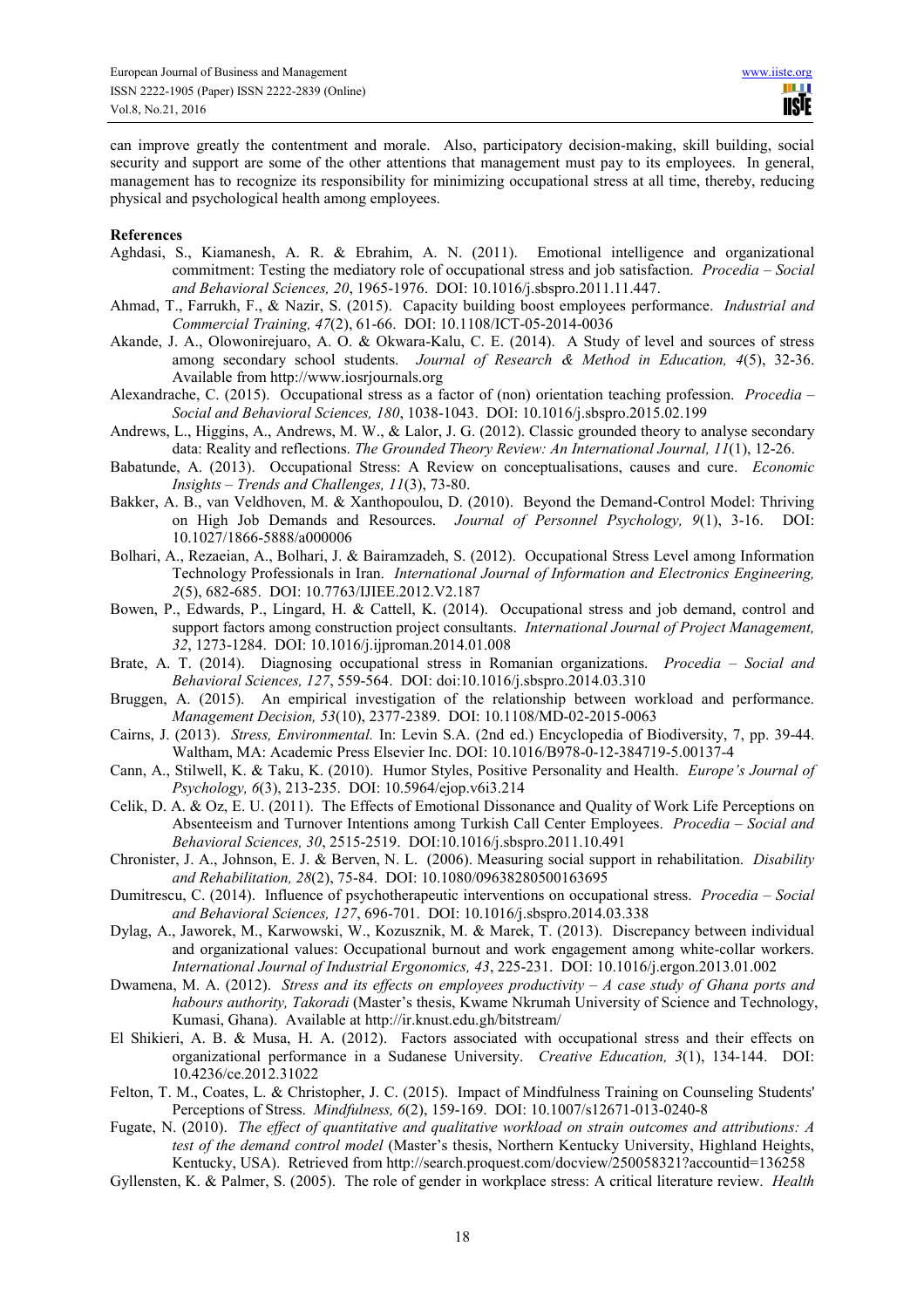can improve greatly the contentment and morale. Also, participatory decision-making, skill building, social security and support are some of the other attentions that management must pay to its employees. In general, management has to recognize its responsibility for minimizing occupational stress at all time, thereby, reducing physical and psychological health among employees.

**References**

Aghdasi, S., Kiamanesh, A. R. & Ebrahim, A. N. (2011). Emotional intelligence and organizational commitment: Testing the mediatory role of occupational stress and job satisfaction. *Procedia – Social and Behavioral Sciences, 20*, 1965-1976. DOI: 10.1016/j.sbspro.2011.11.447.

Ahmad, T., Farrukh, F., & Nazir, S. (2015). Capacity building boost employees performance. *Industrial and Commercial Training, 47*(2), 61-66. DOI: 10.1108/ICT-05-2014-0036

Akande, J. A., Olowonirejuaro, A. O. & Okwara-Kalu, C. E. (2014). A Study of level and sources of stress among secondary school students. *Journal of Research & Method in Education, 4*(5), 32-36. Available from http://www.iosrjournals.org

Alexandrache, C. (2015). Occupational stress as a factor of (non) orientation teaching profession. *Procedia – Social and Behavioral Sciences, 180*, 1038-1043. DOI: 10.1016/j.sbspro.2015.02.199

Andrews, L., Higgins, A., Andrews, M. W., & Lalor, J. G. (2012). Classic grounded theory to analyse secondary data: Reality and reflections. *The Grounded Theory Review: An International Journal, 11*(1), 12-26.

Babatunde, A. (2013). Occupational Stress: A Review on conceptualisations, causes and cure. *Economic Insights – Trends and Challenges, 11*(3), 73-80.

Bakker, A. B., van Veldhoven, M. & Xanthopoulou, D. (2010). Beyond the Demand-Control Model: Thriving on High Job Demands and Resources. *Journal of Personnel Psychology, 9*(1), 3-16. DOI: 10.1027/1866-5888/a000006

Bolhari, A., Rezaeian, A., Bolhari, J. & Bairamzadeh, S. (2012). Occupational Stress Level among Information Technology Professionals in Iran. *International Journal of Information and Electronics Engineering, 2*(5), 682-685. DOI: 10.7763/IJIEE.2012.V2.187

Bowen, P., Edwards, P., Lingard, H. & Cattell, K. (2014). Occupational stress and job demand, control and support factors among construction project consultants. *International Journal of Project Management, 32*, 1273-1284. DOI: 10.1016/j.ijproman.2014.01.008

Brate, A. T. (2014). Diagnosing occupational stress in Romanian organizations. *Procedia – Social and Behavioral Sciences, 127*, 559-564. DOI: doi:10.1016/j.sbspro.2014.03.310

Bruggen, A. (2015). An empirical investigation of the relationship between workload and performance. *Management Decision, 53*(10), 2377-2389. DOI: 10.1108/MD-02-2015-0063

Cairns, J. (2013). *Stress, Environmental.* In: Levin S.A. (2nd ed.) Encyclopedia of Biodiversity, 7, pp. 39-44. Waltham, MA: Academic Press Elsevier Inc. DOI: 10.1016/B978-0-12-384719-5.00137-4

Cann, A., Stilwell, K. & Taku, K. (2010). Humor Styles, Positive Personality and Health. *Europe's Journal of Psychology, 6*(3), 213-235. DOI: 10.5964/ejop.v6i3.214

Celik, D. A. & Oz, E. U. (2011). The Effects of Emotional Dissonance and Quality of Work Life Perceptions on Absenteeism and Turnover Intentions among Turkish Call Center Employees. *Procedia – Social and Behavioral Sciences, 30*, 2515-2519. DOI:10.1016/j.sbspro.2011.10.491

Chronister, J. A., Johnson, E. J. & Berven, N. L. (2006). Measuring social support in rehabilitation. *Disability and Rehabilitation, 28*(2), 75-84. DOI: 10.1080/09638280500163695

Dumitrescu, C. (2014). Influence of psychotherapeutic interventions on occupational stress. *Procedia – Social and Behavioral Sciences, 127*, 696-701. DOI: 10.1016/j.sbspro.2014.03.338

Dylag, A., Jaworek, M., Karwowski, W., Kozusznik, M. & Marek, T. (2013). Discrepancy between individual and organizational values: Occupational burnout and work engagement among white-collar workers. *International Journal of Industrial Ergonomics, 43*, 225-231. DOI: 10.1016/j.ergon.2013.01.002

Dwamena, M. A. (2012). *Stress and its effects on employees productivity – A case study of Ghana ports and habours authority, Takoradi* (Master's thesis, Kwame Nkrumah University of Science and Technology, Kumasi, Ghana). Available at http://ir.knust.edu.gh/bitstream/

El Shikieri, A. B. & Musa, H. A. (2012). Factors associated with occupational stress and their effects on organizational performance in a Sudanese University. *Creative Education, 3*(1), 134-144. DOI: 10.4236/ce.2012.31022

Felton, T. M., Coates, L. & Christopher, J. C. (2015). Impact of Mindfulness Training on Counseling Students' Perceptions of Stress. *Mindfulness, 6*(2), 159-169. DOI: 10.1007/s12671-013-0240-8

Fugate, N. (2010). *The effect of quantitative and qualitative workload on strain outcomes and attributions: A test of the demand control model* (Master's thesis, Northern Kentucky University, Highland Heights, Kentucky, USA). Retrieved from http://search.proquest.com/docview/250058321?accountid=136258

Gyllensten, K. & Palmer, S. (2005). The role of gender in workplace stress: A critical literature review. *Health*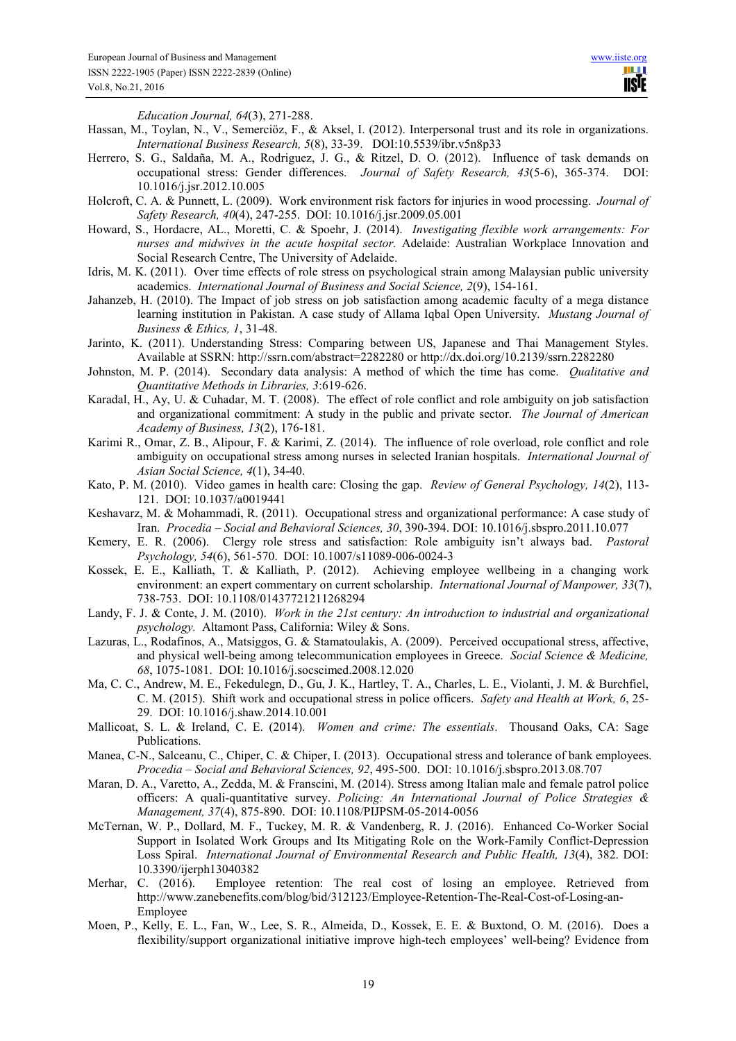*Education Journal, 64*(3), 271-288.

Hassan, M., Toylan, N., V., Semerciöz, F., & Aksel, I. (2012). Interpersonal trust and its role in organizations. *International Business Research, 5*(8), 33-39. DOI:10.5539/ibr.v5n8p33

Herrero, S. G., Saldaña, M. A., Rodriguez, J. G., & Ritzel, D. O. (2012). Influence of task demands on occupational stress: Gender differences. *Journal of Safety Research, 43*(5-6), 365-374. DOI: 10.1016/j.jsr.2012.10.005

Holcroft, C. A. & Punnett, L. (2009). Work environment risk factors for injuries in wood processing. *Journal of Safety Research, 40*(4), 247-255. DOI: 10.1016/j.jsr.2009.05.001

Howard, S., Hordacre, AL., Moretti, C. & Spoehr, J. (2014). *Investigating flexible work arrangements: For nurses and midwives in the acute hospital sector.* Adelaide: Australian Workplace Innovation and Social Research Centre, The University of Adelaide.

Idris, M. K. (2011). Over time effects of role stress on psychological strain among Malaysian public university academics. *International Journal of Business and Social Science, 2*(9), 154-161.

Jahanzeb, H. (2010). The Impact of job stress on job satisfaction among academic faculty of a mega distance learning institution in Pakistan. A case study of Allama Iqbal Open University. *Mustang Journal of Business & Ethics, 1*, 31-48.

Jarinto, K. (2011). Understanding Stress: Comparing between US, Japanese and Thai Management Styles. Available at SSRN: http://ssrn.com/abstract=2282280 or http://dx.doi.org/10.2139/ssrn.2282280

Johnston, M. P. (2014). Secondary data analysis: A method of which the time has come. *Qualitative and Quantitative Methods in Libraries, 3*:619-626.

Karadal, H., Ay, U. & Cuhadar, M. T. (2008). The effect of role conflict and role ambiguity on job satisfaction and organizational commitment: A study in the public and private sector. *The Journal of American Academy of Business, 13*(2), 176-181.

Karimi R., Omar, Z. B., Alipour, F. & Karimi, Z. (2014). The influence of role overload, role conflict and role ambiguity on occupational stress among nurses in selected Iranian hospitals. *International Journal of Asian Social Science, 4*(1), 34-40.

Kato, P. M. (2010). Video games in health care: Closing the gap. *Review of General Psychology, 14*(2), 113-121. DOI: 10.1037/a0019441

Keshavarz, M. & Mohammadi, R. (2011). Occupational stress and organizational performance: A case study of Iran. *Procedia – Social and Behavioral Sciences, 30*, 390-394. DOI: 10.1016/j.sbspro.2011.10.077

Kemery, E. R. (2006). Clergy role stress and satisfaction: Role ambiguity isn't always bad. *Pastoral Psychology, 54*(6), 561-570. DOI: 10.1007/s11089-006-0024-3

Kossek, E. E., Kalliath, T. & Kalliath, P. (2012). Achieving employee wellbeing in a changing work environment: an expert commentary on current scholarship. *International Journal of Manpower, 33*(7), 738-753. DOI: 10.1108/01437721211268294

Landy, F. J. & Conte, J. M. (2010). *Work in the 21st century: An introduction to industrial and organizational psychology.* Altamont Pass, California: Wiley & Sons.

Lazuras, L., Rodafinos, A., Matsiggos, G. & Stamatoulakis, A. (2009). Perceived occupational stress, affective, and physical well-being among telecommunication employees in Greece. *Social Science & Medicine, 68*, 1075-1081. DOI: 10.1016/j.socscimed.2008.12.020

Ma, C. C., Andrew, M. E., Fekedulegn, D., Gu, J. K., Hartley, T. A., Charles, L. E., Violanti, J. M. & Burchfiel, C. M. (2015). Shift work and occupational stress in police officers. *Safety and Health at Work, 6*, 25-29. DOI: 10.1016/j.shaw.2014.10.001

Mallicoat, S. L. & Ireland, C. E. (2014). *Women and crime: The essentials*. Thousand Oaks, CA: Sage Publications.

Manea, C-N., Salceanu, C., Chiper, C. & Chiper, I. (2013). Occupational stress and tolerance of bank employees. *Procedia – Social and Behavioral Sciences, 92*, 495-500. DOI: 10.1016/j.sbspro.2013.08.707

Maran, D. A., Varetto, A., Zedda, M. & Franscini, M. (2014). Stress among Italian male and female patrol police officers: A quali-quantitative survey. *Policing: An International Journal of Police Strategies & Management, 37*(4), 875-890. DOI: 10.1108/PIJPSM-05-2014-0056

McTernan, W. P., Dollard, M. F., Tuckey, M. R. & Vandenberg, R. J. (2016). Enhanced Co-Worker Social Support in Isolated Work Groups and Its Mitigating Role on the Work-Family Conflict-Depression Loss Spiral. *International Journal of Environmental Research and Public Health, 13*(4), 382. DOI: 10.3390/ijerph13040382

Merhar, C. (2016). Employee retention: The real cost of losing an employee. Retrieved from http://www.zanebenefits.com/blog/bid/312123/Employee-Retention-The-Real-Cost-of-Losing-an-Employee

Moen, P., Kelly, E. L., Fan, W., Lee, S. R., Almeida, D., Kossek, E. E. & Buxtond, O. M. (2016). Does a flexibility/support organizational initiative improve high-tech employees' well-being? Evidence from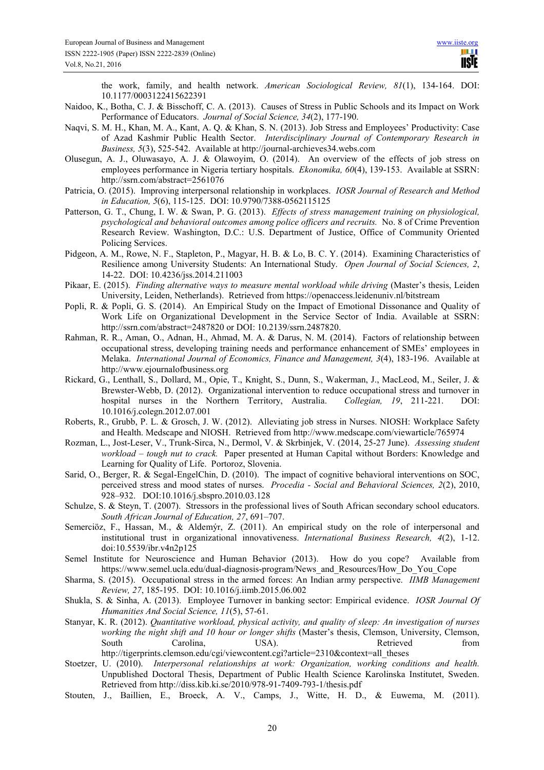the work, family, and health network. *American Sociological Review, 81*(1), 134-164. DOI: 10.1177/0003122415622391

Naidoo, K., Botha, C. J. & Bisschoff, C. A. (2013). Causes of Stress in Public Schools and its Impact on Work Performance of Educators. *Journal of Social Science, 34*(2), 177-190.

Naqvi, S. M. H., Khan, M. A., Kant, A. Q. & Khan, S. N. (2013). Job Stress and Employees' Productivity: Case of Azad Kashmir Public Health Sector. *Interdisciplinary Journal of Contemporary Research in Business, 5*(3), 525-542. Available at http://journal-archieves34.webs.com

Olusegun, A. J., Oluwasayo, A. J. & Olawoyim, O. (2014). An overview of the effects of job stress on employees performance in Nigeria tertiary hospitals. *Ekonomika, 60*(4), 139-153. Available at SSRN: http://ssrn.com/abstract=2561076

Patricia, O. (2015). Improving interpersonal relationship in workplaces. *IOSR Journal of Research and Method in Education, 5*(6), 115-125. DOI: 10.9790/7388-0562115125

Patterson, G. T., Chung, I. W. & Swan, P. G. (2013). *Effects of stress management training on physiological, psychological and behavioral outcomes among police officers and recruits.* No. 8 of Crime Prevention Research Review. Washington, D.C.: U.S. Department of Justice, Office of Community Oriented Policing Services.

Pidgeon, A. M., Rowe, N. F., Stapleton, P., Magyar, H. B. & Lo, B. C. Y. (2014). Examining Characteristics of Resilience among University Students: An International Study. *Open Journal of Social Sciences, 2*, 14-22. DOI: 10.4236/jss.2014.211003

Pikaar, E. (2015). *Finding alternative ways to measure mental workload while driving* (Master's thesis, Leiden University, Leiden, Netherlands). Retrieved from https://openaccess.leidenuniv.nl/bitstream

Popli, R. & Popli, G. S. (2014). An Empirical Study on the Impact of Emotional Dissonance and Quality of Work Life on Organizational Development in the Service Sector of India. Available at SSRN: http://ssrn.com/abstract=2487820 or DOI: 10.2139/ssrn.2487820.

Rahman, R. R., Aman, O., Adnan, H., Ahmad, M. A. & Darus, N. M. (2014). Factors of relationship between occupational stress, developing training needs and performance enhancement of SMEs' employees in Melaka. *International Journal of Economics, Finance and Management, 3*(4), 183-196. Available at http://www.ejournalofbusiness.org

Rickard, G., Lenthall, S., Dollard, M., Opie, T., Knight, S., Dunn, S., Wakerman, J., MacLeod, M., Seiler, J. & Brewster-Webb, D. (2012). Organizational intervention to reduce occupational stress and turnover in hospital nurses in the Northern Territory, Australia. *Collegian, 19*, 211-221. DOI: 10.1016/j.colegn.2012.07.001

Roberts, R., Grubb, P. L. & Grosch, J. W. (2012). Alleviating job stress in Nurses. NIOSH: Workplace Safety and Health. Medscape and NIOSH. Retrieved from http://www.medscape.com/viewarticle/765974

Rozman, L., Jost-Leser, V., Trunk-Sirca, N., Dermol, V. & Skrbinjek, V. (2014, 25-27 June). *Assessing student workload – tough nut to crack.* Paper presented at Human Capital without Borders: Knowledge and Learning for Quality of Life. Portoroz, Slovenia.

Sarid, O., Berger, R. & Segal-EngelChin, D. (2010). The impact of cognitive behavioral interventions on SOC, perceived stress and mood states of nurses. *Procedia - Social and Behavioral Sciences, 2*(2), 2010, 928–932. DOI:10.1016/j.sbspro.2010.03.128

Schulze, S. & Steyn, T. (2007). Stressors in the professional lives of South African secondary school educators. *South African Journal of Education, 27*, 691–707.

Semerciöz, F., Hassan, M., & Aldemýr, Z. (2011). An empirical study on the role of interpersonal and institutional trust in organizational innovativeness. *International Business Research, 4*(2), 1-12. doi:10.5539/ibr.v4n2p125

Semel Institute for Neuroscience and Human Behavior (2013). How do you cope? Available from https://www.semel.ucla.edu/dual-diagnosis-program/News_and_Resources/How_Do_You_Cope

Sharma, S. (2015). Occupational stress in the armed forces: An Indian army perspective. *IIMB Management Review, 27*, 185-195. DOI: 10.1016/j.iimb.2015.06.002

Shukla, S. & Sinha, A. (2013). Employee Turnover in banking sector: Empirical evidence. *IOSR Journal Of Humanities And Social Science, 11*(5), 57-61.

Stanyar, K. R. (2012). *Quantitative workload, physical activity, and quality of sleep: An investigation of nurses working the night shift and 10 hour or longer shifts* (Master's thesis, Clemson, University, Clemson, South Carolina, USA). Retrieved from http://tigerprints.clemson.edu/cgi/viewcontent.cgi?article=2310&context=all_theses

Stoetzer, U. (2010). *Interpersonal relationships at work: Organization, working conditions and health.* Unpublished Doctoral Thesis, Department of Public Health Science Karolinska Institutet, Sweden. Retrieved from http://diss.kib.ki.se/2010/978-91-7409-793-1/thesis.pdf

Stouten, J., Baillien, E., Broeck, A. V., Camps, J., Witte, H. D., & Euwema, M. (2011).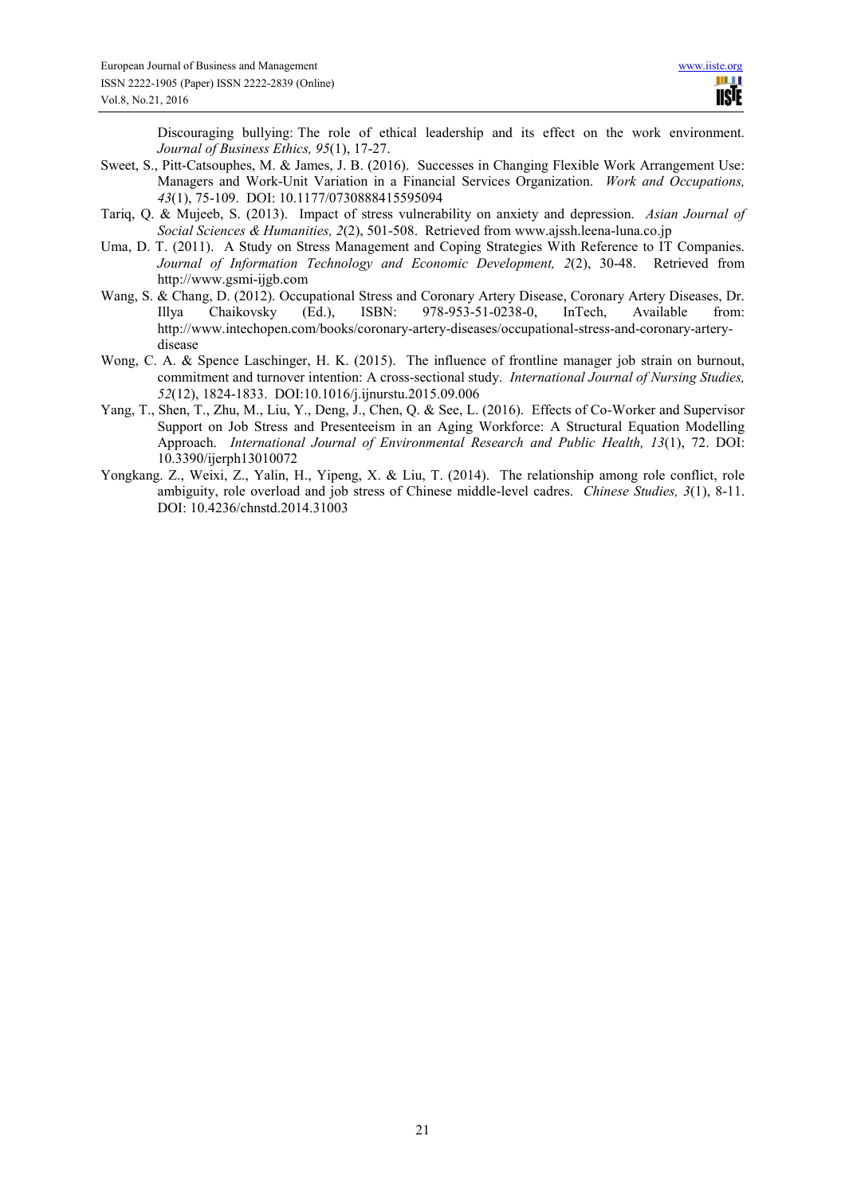Discouraging bullying: The role of ethical leadership and its effect on the work environment. *Journal of Business Ethics, 95*(1), 17-27.

Sweet, S., Pitt-Catsouphes, M. & James, J. B. (2016). Successes in Changing Flexible Work Arrangement Use: Managers and Work-Unit Variation in a Financial Services Organization. *Work and Occupations, 43*(1), 75-109. DOI: 10.1177/0730888415595094

Tariq, Q. & Mujeeb, S. (2013). Impact of stress vulnerability on anxiety and depression. *Asian Journal of Social Sciences & Humanities, 2*(2), 501-508. Retrieved from www.ajssh.leena-luna.co.jp

Uma, D. T. (2011). A Study on Stress Management and Coping Strategies With Reference to IT Companies. *Journal of Information Technology and Economic Development, 2*(2), 30-48. Retrieved from http://www.gsmi-ijgb.com

Wang, S. & Chang, D. (2012). Occupational Stress and Coronary Artery Disease, Coronary Artery Diseases, Dr. Illya Chaikovsky (Ed.), ISBN: 978-953-51-0238-0, InTech, Available from: http://www.intechopen.com/books/coronary-artery-diseases/occupational-stress-and-coronary-artery-disease

Wong, C. A. & Spence Laschinger, H. K. (2015). The influence of frontline manager job strain on burnout, commitment and turnover intention: A cross-sectional study. *International Journal of Nursing Studies, 52*(12), 1824-1833. DOI:10.1016/j.ijnurstu.2015.09.006

Yang, T., Shen, T., Zhu, M., Liu, Y., Deng, J., Chen, Q. & See, L. (2016). Effects of Co-Worker and Supervisor Support on Job Stress and Presenteeism in an Aging Workforce: A Structural Equation Modelling Approach. *International Journal of Environmental Research and Public Health, 13*(1), 72. DOI: 10.3390/ijerph13010072

Yongkang. Z., Weixi, Z., Yalin, H., Yipeng, X. & Liu, T. (2014). The relationship among role conflict, role ambiguity, role overload and job stress of Chinese middle-level cadres. *Chinese Studies, 3*(1), 8-11. DOI: 10.4236/chnstd.2014.31003